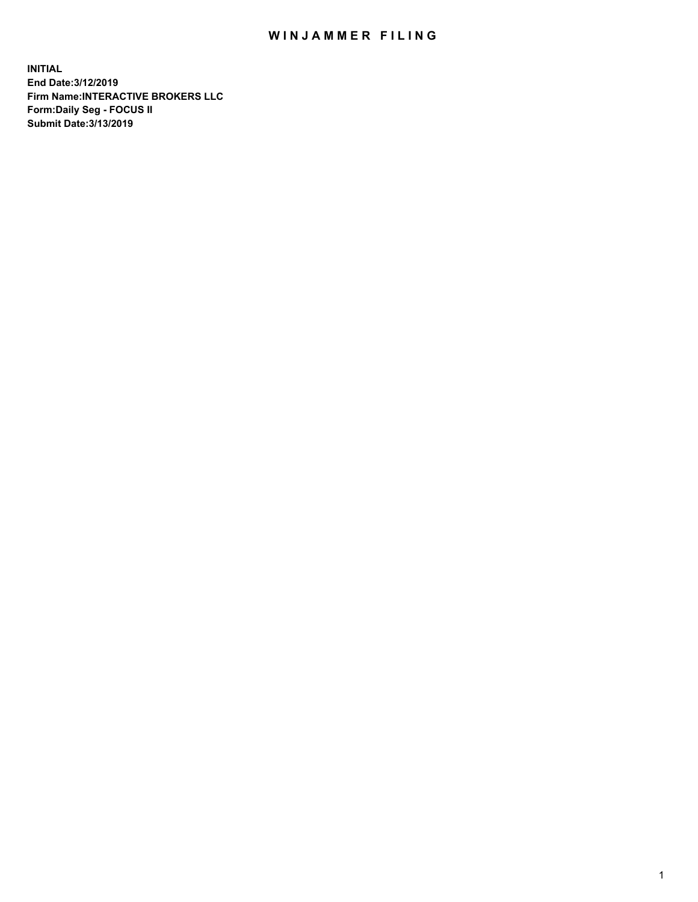# WINJAMMER FILING

**INITIAL**
**End Date:3/12/2019**
**Firm Name:INTERACTIVE BROKERS LLC**
**Form:Daily Seg - FOCUS II**
**Submit Date:3/13/2019**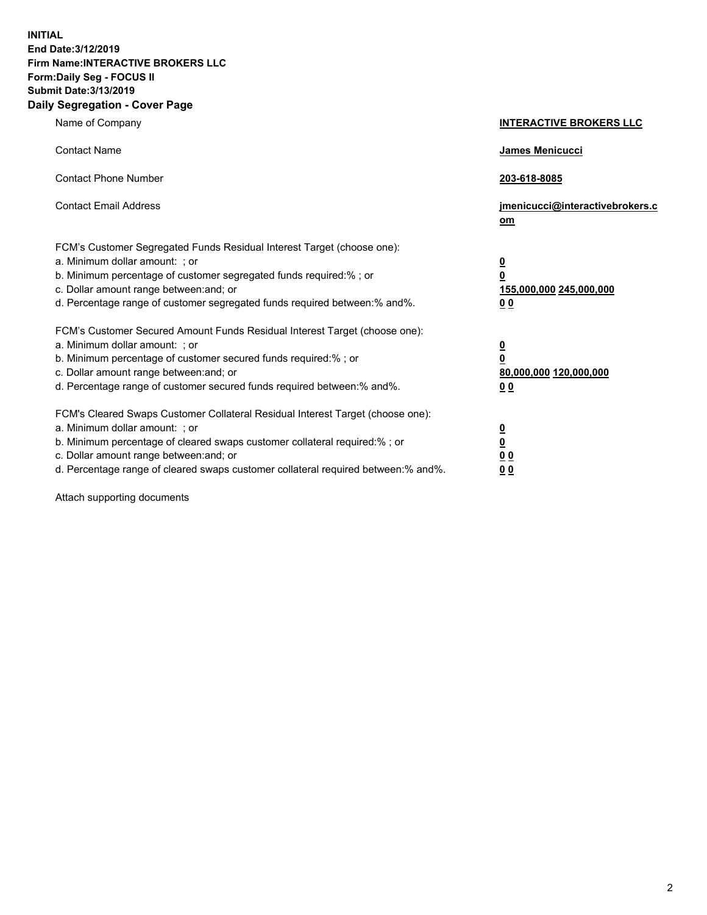**INITIAL**
**End Date:3/12/2019**
**Firm Name:INTERACTIVE BROKERS LLC**
**Form:Daily Seg - FOCUS II**
**Submit Date:3/13/2019**
**Daily Segregation - Cover Page**

| | |
|---|---|
| Name of Company | **INTERACTIVE BROKERS LLC** |
| Contact Name | **James Menicucci** |
| Contact Phone Number | **203-618-8085** |
| Contact Email Address | **jmenicucci@interactivebrokers.com** |

FCM's Customer Segregated Funds Residual Interest Target (choose one):

| | |
|---|---|
| a. Minimum dollar amount: ; or | **0** |
| b. Minimum percentage of customer segregated funds required:% ; or | **0** |
| c. Dollar amount range between:and; or | **155,000,000 245,000,000** |
| d. Percentage range of customer segregated funds required between:% and%. | **0 0** |

FCM's Customer Secured Amount Funds Residual Interest Target (choose one):

| | |
|---|---|
| a. Minimum dollar amount: ; or | **0** |
| b. Minimum percentage of customer secured funds required:% ; or | **0** |
| c. Dollar amount range between:and; or | **80,000,000 120,000,000** |
| d. Percentage range of customer secured funds required between:% and%. | **0 0** |

FCM's Cleared Swaps Customer Collateral Residual Interest Target (choose one):

| | |
|---|---|
| a. Minimum dollar amount: ; or | **0** |
| b. Minimum percentage of cleared swaps customer collateral required:% ; or | **0** |
| c. Dollar amount range between:and; or | **0 0** |
| d. Percentage range of cleared swaps customer collateral required between:% and%. | **0 0** |

Attach supporting documents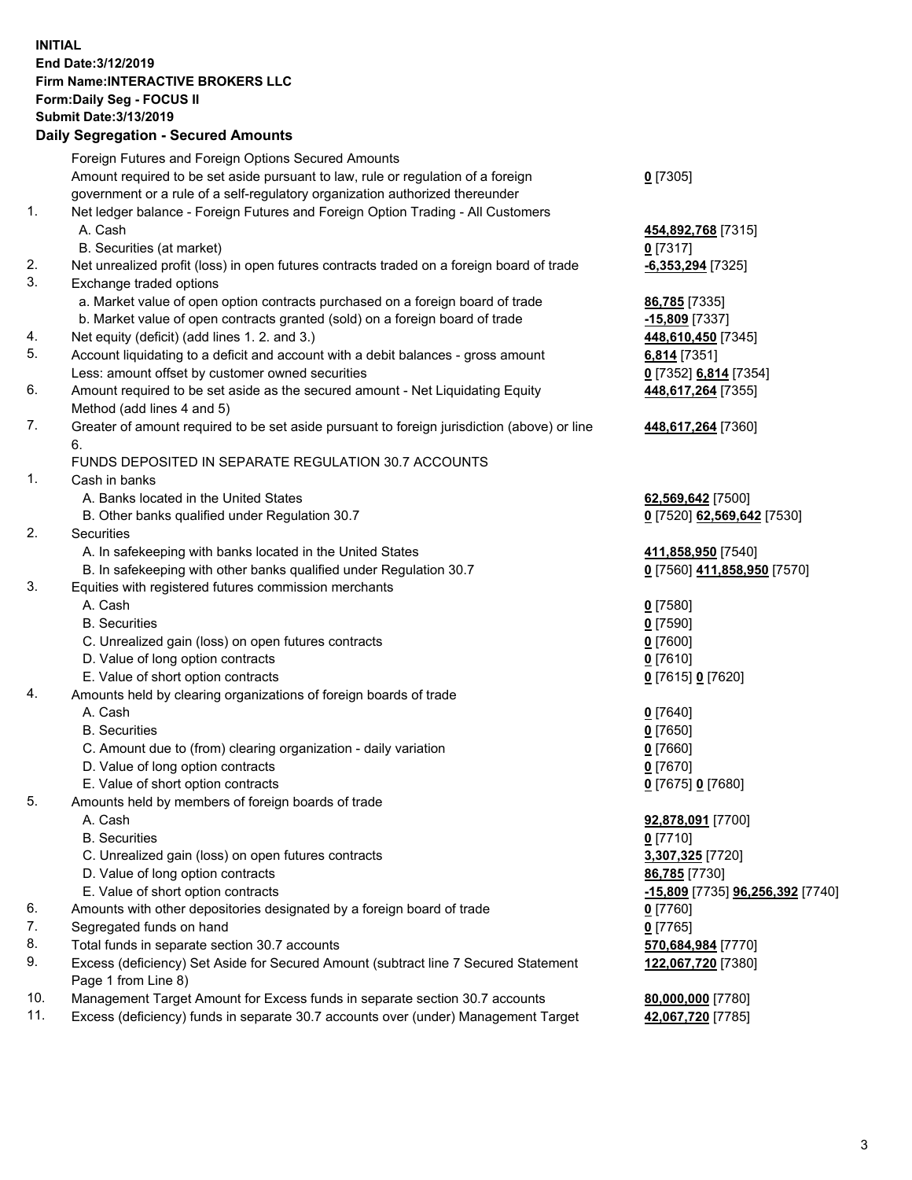**INITIAL**
**End Date:3/12/2019**
**Firm Name:INTERACTIVE BROKERS LLC**
**Form:Daily Seg - FOCUS II**
**Submit Date:3/13/2019**
**Daily Segregation - Secured Amounts**

| | | |
|---|---|---|
| | Foreign Futures and Foreign Options Secured Amounts | |
| | Amount required to be set aside pursuant to law, rule or regulation of a foreign government or a rule of a self-regulatory organization authorized thereunder | **0** [7305] |
| 1. | Net ledger balance - Foreign Futures and Foreign Option Trading - All Customers | |
| | A. Cash | **454,892,768** [7315] |
| | B. Securities (at market) | **0** [7317] |
| 2. | Net unrealized profit (loss) in open futures contracts traded on a foreign board of trade | **-6,353,294** [7325] |
| 3. | Exchange traded options | |
| | a. Market value of open option contracts purchased on a foreign board of trade | **86,785** [7335] |
| | b. Market value of open contracts granted (sold) on a foreign board of trade | **-15,809** [7337] |
| 4. | Net equity (deficit) (add lines 1. 2. and 3.) | **448,610,450** [7345] |
| 5. | Account liquidating to a deficit and account with a debit balances - gross amount | **6,814** [7351] |
| | Less: amount offset by customer owned securities | **0** [7352] **6,814** [7354] |
| 6. | Amount required to be set aside as the secured amount - Net Liquidating Equity Method (add lines 4 and 5) | **448,617,264** [7355] |
| 7. | Greater of amount required to be set aside pursuant to foreign jurisdiction (above) or line 6. | **448,617,264** [7360] |
| | FUNDS DEPOSITED IN SEPARATE REGULATION 30.7 ACCOUNTS | |
| 1. | Cash in banks | |
| | A. Banks located in the United States | **62,569,642** [7500] |
| | B. Other banks qualified under Regulation 30.7 | **0** [7520] **62,569,642** [7530] |
| 2. | Securities | |
| | A. In safekeeping with banks located in the United States | **411,858,950** [7540] |
| | B. In safekeeping with other banks qualified under Regulation 30.7 | **0** [7560] **411,858,950** [7570] |
| 3. | Equities with registered futures commission merchants | |
| | A. Cash | **0** [7580] |
| | B. Securities | **0** [7590] |
| | C. Unrealized gain (loss) on open futures contracts | **0** [7600] |
| | D. Value of long option contracts | **0** [7610] |
| | E. Value of short option contracts | **0** [7615] **0** [7620] |
| 4. | Amounts held by clearing organizations of foreign boards of trade | |
| | A. Cash | **0** [7640] |
| | B. Securities | **0** [7650] |
| | C. Amount due to (from) clearing organization - daily variation | **0** [7660] |
| | D. Value of long option contracts | **0** [7670] |
| | E. Value of short option contracts | **0** [7675] **0** [7680] |
| 5. | Amounts held by members of foreign boards of trade | |
| | A. Cash | **92,878,091** [7700] |
| | B. Securities | **0** [7710] |
| | C. Unrealized gain (loss) on open futures contracts | **3,307,325** [7720] |
| | D. Value of long option contracts | **86,785** [7730] |
| | E. Value of short option contracts | **-15,809** [7735] **96,256,392** [7740] |
| 6. | Amounts with other depositories designated by a foreign board of trade | **0** [7760] |
| 7. | Segregated funds on hand | **0** [7765] |
| 8. | Total funds in separate section 30.7 accounts | **570,684,984** [7770] |
| 9. | Excess (deficiency) Set Aside for Secured Amount (subtract line 7 Secured Statement Page 1 from Line 8) | **122,067,720** [7380] |
| 10. | Management Target Amount for Excess funds in separate section 30.7 accounts | **80,000,000** [7780] |
| 11. | Excess (deficiency) funds in separate 30.7 accounts over (under) Management Target | **42,067,720** [7785] |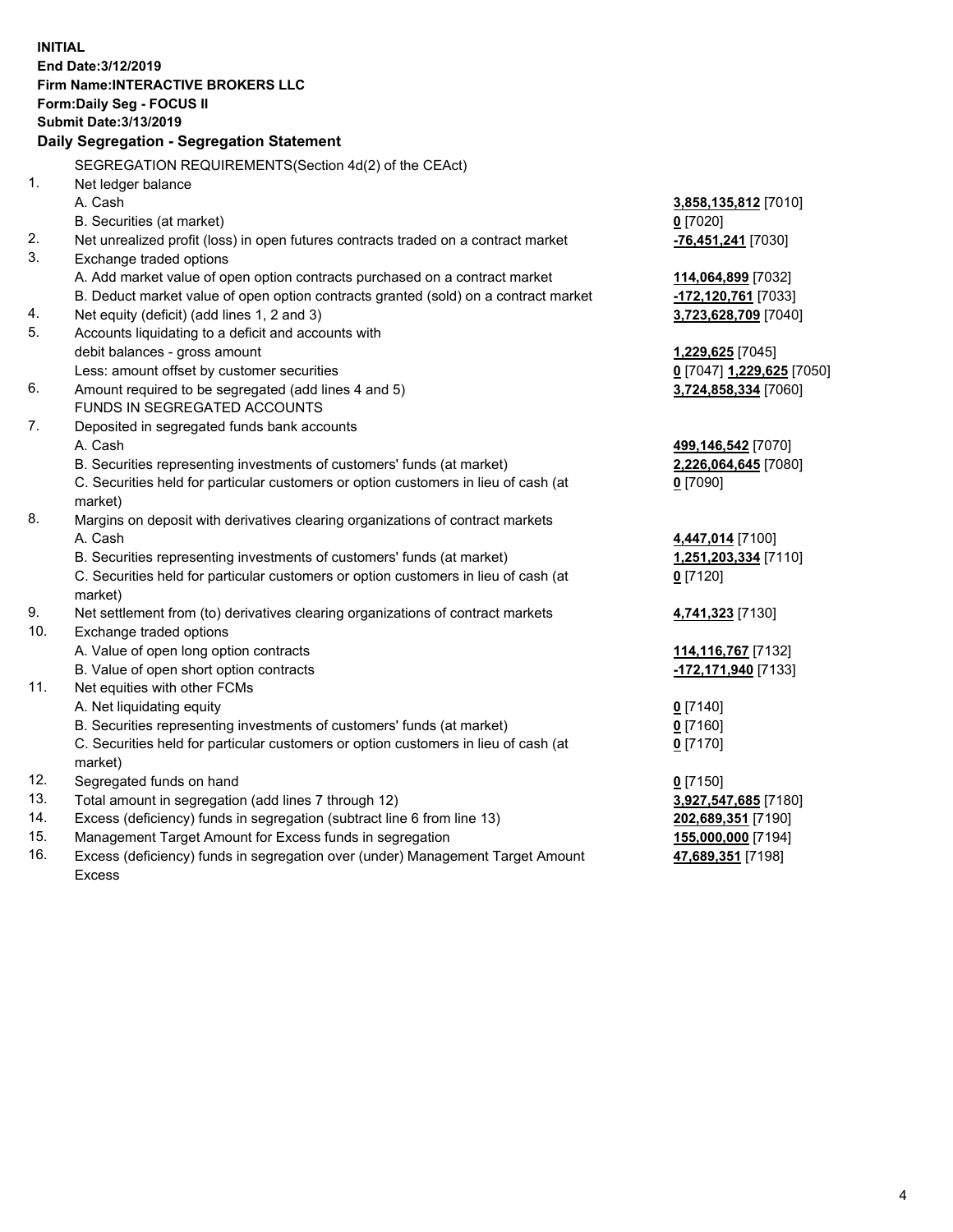**INITIAL**
**End Date:3/12/2019**
**Firm Name:INTERACTIVE BROKERS LLC**
**Form:Daily Seg - FOCUS II**
**Submit Date:3/13/2019**

## Daily Segregation - Segregation Statement

SEGREGATION REQUIREMENTS(Section 4d(2) of the CEAct)

| | | |
|---|---|---|
| 1. | Net ledger balance | |
| | A. Cash | **3,858,135,812** [7010] |
| | B. Securities (at market) | **0** [7020] |
| 2. | Net unrealized profit (loss) in open futures contracts traded on a contract market | **-76,451,241** [7030] |
| 3. | Exchange traded options | |
| | A. Add market value of open option contracts purchased on a contract market | **114,064,899** [7032] |
| | B. Deduct market value of open option contracts granted (sold) on a contract market | **-172,120,761** [7033] |
| 4. | Net equity (deficit) (add lines 1, 2 and 3) | **3,723,628,709** [7040] |
| 5. | Accounts liquidating to a deficit and accounts with | |
| | debit balances - gross amount | **1,229,625** [7045] |
| | Less: amount offset by customer securities | **0** [7047] **1,229,625** [7050] |
| 6. | Amount required to be segregated (add lines 4 and 5) | **3,724,858,334** [7060] |
| | FUNDS IN SEGREGATED ACCOUNTS | |
| 7. | Deposited in segregated funds bank accounts | |
| | A. Cash | **499,146,542** [7070] |
| | B. Securities representing investments of customers' funds (at market) | **2,226,064,645** [7080] |
| | C. Securities held for particular customers or option customers in lieu of cash (at market) | **0** [7090] |
| 8. | Margins on deposit with derivatives clearing organizations of contract markets | |
| | A. Cash | **4,447,014** [7100] |
| | B. Securities representing investments of customers' funds (at market) | **1,251,203,334** [7110] |
| | C. Securities held for particular customers or option customers in lieu of cash (at market) | **0** [7120] |
| 9. | Net settlement from (to) derivatives clearing organizations of contract markets | **4,741,323** [7130] |
| 10. | Exchange traded options | |
| | A. Value of open long option contracts | **114,116,767** [7132] |
| | B. Value of open short option contracts | **-172,171,940** [7133] |
| 11. | Net equities with other FCMs | |
| | A. Net liquidating equity | **0** [7140] |
| | B. Securities representing investments of customers' funds (at market) | **0** [7160] |
| | C. Securities held for particular customers or option customers in lieu of cash (at market) | **0** [7170] |
| 12. | Segregated funds on hand | **0** [7150] |
| 13. | Total amount in segregation (add lines 7 through 12) | **3,927,547,685** [7180] |
| 14. | Excess (deficiency) funds in segregation (subtract line 6 from line 13) | **202,689,351** [7190] |
| 15. | Management Target Amount for Excess funds in segregation | **155,000,000** [7194] |
| 16. | Excess (deficiency) funds in segregation over (under) Management Target Amount Excess | **47,689,351** [7198] |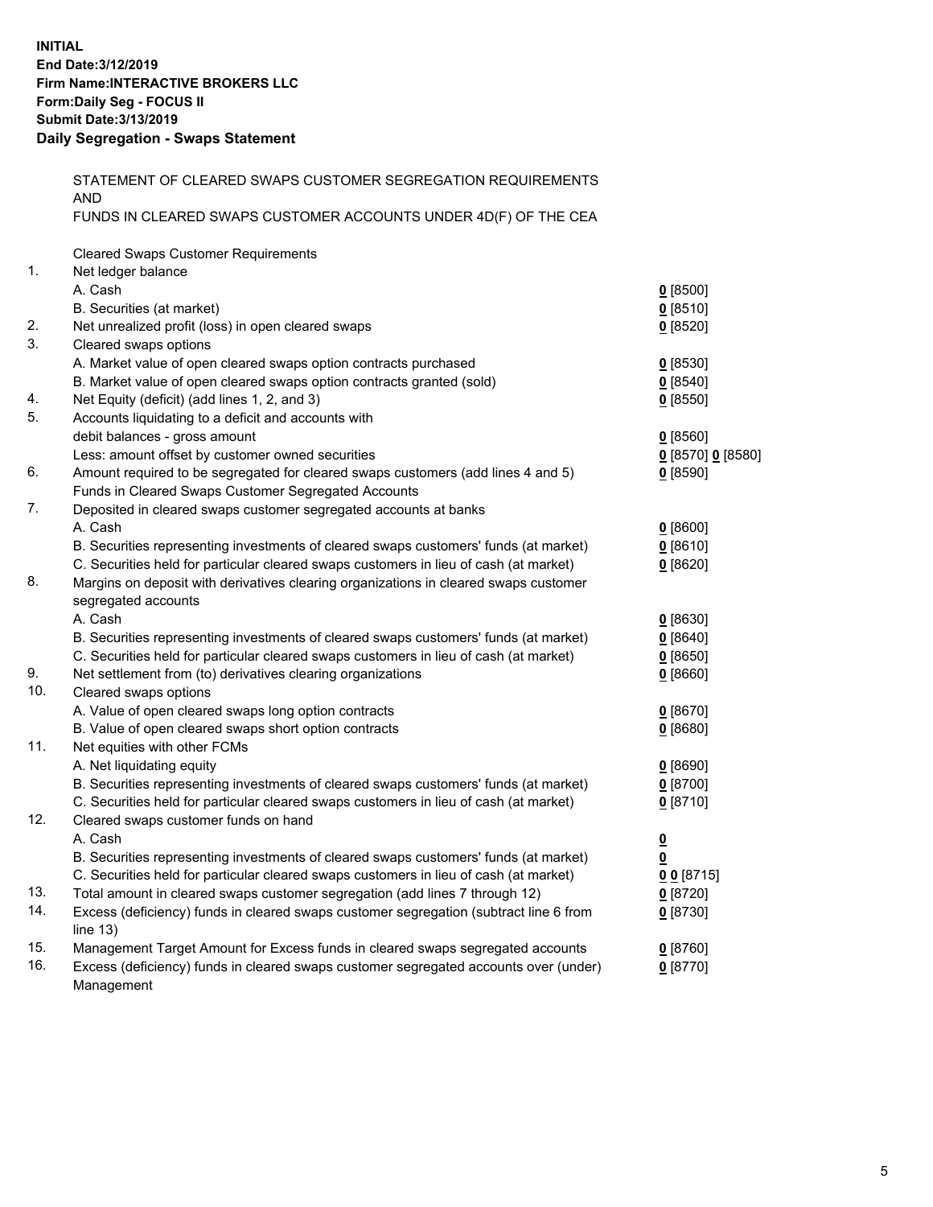**INITIAL**
**End Date:3/12/2019**
**Firm Name:INTERACTIVE BROKERS LLC**
**Form:Daily Seg - FOCUS II**
**Submit Date:3/13/2019**
**Daily Segregation - Swaps Statement**

STATEMENT OF CLEARED SWAPS CUSTOMER SEGREGATION REQUIREMENTS AND FUNDS IN CLEARED SWAPS CUSTOMER ACCOUNTS UNDER 4D(F) OF THE CEA

| | | |
|---|---|---|
| | Cleared Swaps Customer Requirements | |
| 1. | Net ledger balance | |
| | A. Cash | 0 [8500] |
| | B. Securities (at market) | 0 [8510] |
| 2. | Net unrealized profit (loss) in open cleared swaps | 0 [8520] |
| 3. | Cleared swaps options | |
| | A. Market value of open cleared swaps option contracts purchased | 0 [8530] |
| | B. Market value of open cleared swaps option contracts granted (sold) | 0 [8540] |
| 4. | Net Equity (deficit) (add lines 1, 2, and 3) | 0 [8550] |
| 5. | Accounts liquidating to a deficit and accounts with debit balances - gross amount | 0 [8560] |
| | Less: amount offset by customer owned securities | 0 [8570] 0 [8580] |
| 6. | Amount required to be segregated for cleared swaps customers (add lines 4 and 5) | 0 [8590] |
| | Funds in Cleared Swaps Customer Segregated Accounts | |
| 7. | Deposited in cleared swaps customer segregated accounts at banks | |
| | A. Cash | 0 [8600] |
| | B. Securities representing investments of cleared swaps customers' funds (at market) | 0 [8610] |
| | C. Securities held for particular cleared swaps customers in lieu of cash (at market) | 0 [8620] |
| 8. | Margins on deposit with derivatives clearing organizations in cleared swaps customer segregated accounts | |
| | A. Cash | 0 [8630] |
| | B. Securities representing investments of cleared swaps customers' funds (at market) | 0 [8640] |
| | C. Securities held for particular cleared swaps customers in lieu of cash (at market) | 0 [8650] |
| 9. | Net settlement from (to) derivatives clearing organizations | 0 [8660] |
| 10. | Cleared swaps options | |
| | A. Value of open cleared swaps long option contracts | 0 [8670] |
| | B. Value of open cleared swaps short option contracts | 0 [8680] |
| 11. | Net equities with other FCMs | |
| | A. Net liquidating equity | 0 [8690] |
| | B. Securities representing investments of cleared swaps customers' funds (at market) | 0 [8700] |
| | C. Securities held for particular cleared swaps customers in lieu of cash (at market) | 0 [8710] |
| 12. | Cleared swaps customer funds on hand | |
| | A. Cash | 0 |
| | B. Securities representing investments of cleared swaps customers' funds (at market) | 0 |
| | C. Securities held for particular cleared swaps customers in lieu of cash (at market) | 0 0 [8715] |
| 13. | Total amount in cleared swaps customer segregation (add lines 7 through 12) | 0 [8720] |
| 14. | Excess (deficiency) funds in cleared swaps customer segregation (subtract line 6 from line 13) | 0 [8730] |
| 15. | Management Target Amount for Excess funds in cleared swaps segregated accounts | 0 [8760] |
| 16. | Excess (deficiency) funds in cleared swaps customer segregated accounts over (under) Management | 0 [8770] |